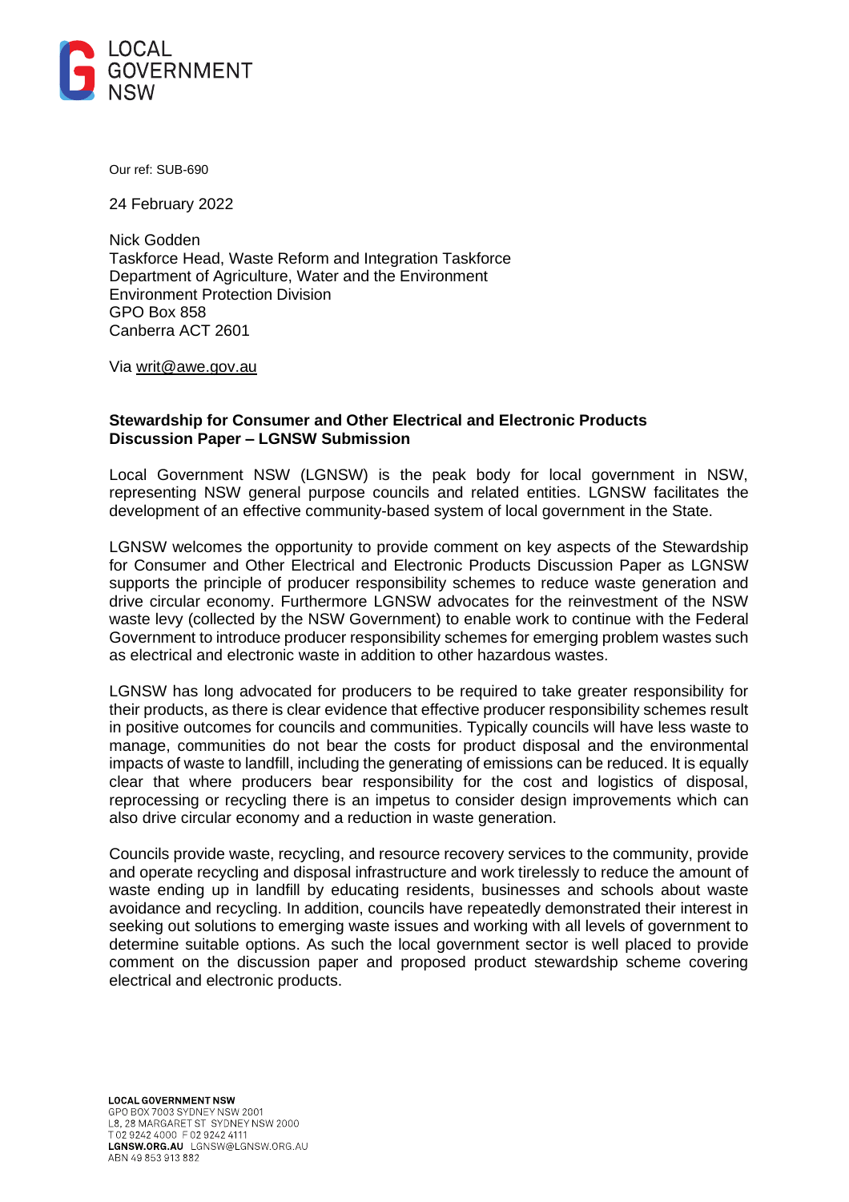LOCAL GOVERNMENT NSW

Our ref: SUB-690

24 February 2022

Nick Godden
Taskforce Head, Waste Reform and Integration Taskforce
Department of Agriculture, Water and the Environment
Environment Protection Division
GPO Box 858
Canberra ACT 2601

Via writ@awe.gov.au

**Stewardship for Consumer and Other Electrical and Electronic Products Discussion Paper – LGNSW Submission**

Local Government NSW (LGNSW) is the peak body for local government in NSW, representing NSW general purpose councils and related entities. LGNSW facilitates the development of an effective community-based system of local government in the State.

LGNSW welcomes the opportunity to provide comment on key aspects of the Stewardship for Consumer and Other Electrical and Electronic Products Discussion Paper as LGNSW supports the principle of producer responsibility schemes to reduce waste generation and drive circular economy. Furthermore LGNSW advocates for the reinvestment of the NSW waste levy (collected by the NSW Government) to enable work to continue with the Federal Government to introduce producer responsibility schemes for emerging problem wastes such as electrical and electronic waste in addition to other hazardous wastes.

LGNSW has long advocated for producers to be required to take greater responsibility for their products, as there is clear evidence that effective producer responsibility schemes result in positive outcomes for councils and communities. Typically councils will have less waste to manage, communities do not bear the costs for product disposal and the environmental impacts of waste to landfill, including the generating of emissions can be reduced. It is equally clear that where producers bear responsibility for the cost and logistics of disposal, reprocessing or recycling there is an impetus to consider design improvements which can also drive circular economy and a reduction in waste generation.

Councils provide waste, recycling, and resource recovery services to the community, provide and operate recycling and disposal infrastructure and work tirelessly to reduce the amount of waste ending up in landfill by educating residents, businesses and schools about waste avoidance and recycling. In addition, councils have repeatedly demonstrated their interest in seeking out solutions to emerging waste issues and working with all levels of government to determine suitable options. As such the local government sector is well placed to provide comment on the discussion paper and proposed product stewardship scheme covering electrical and electronic products.

**LOCAL GOVERNMENT NSW**
GPO BOX 7003 SYDNEY NSW 2001
L8, 28 MARGARET ST SYDNEY NSW 2000
T 02 9242 4000 F 02 9242 4111
**LGNSW.ORG.AU** LGNSW@LGNSW.ORG.AU
ABN 49 853 913 882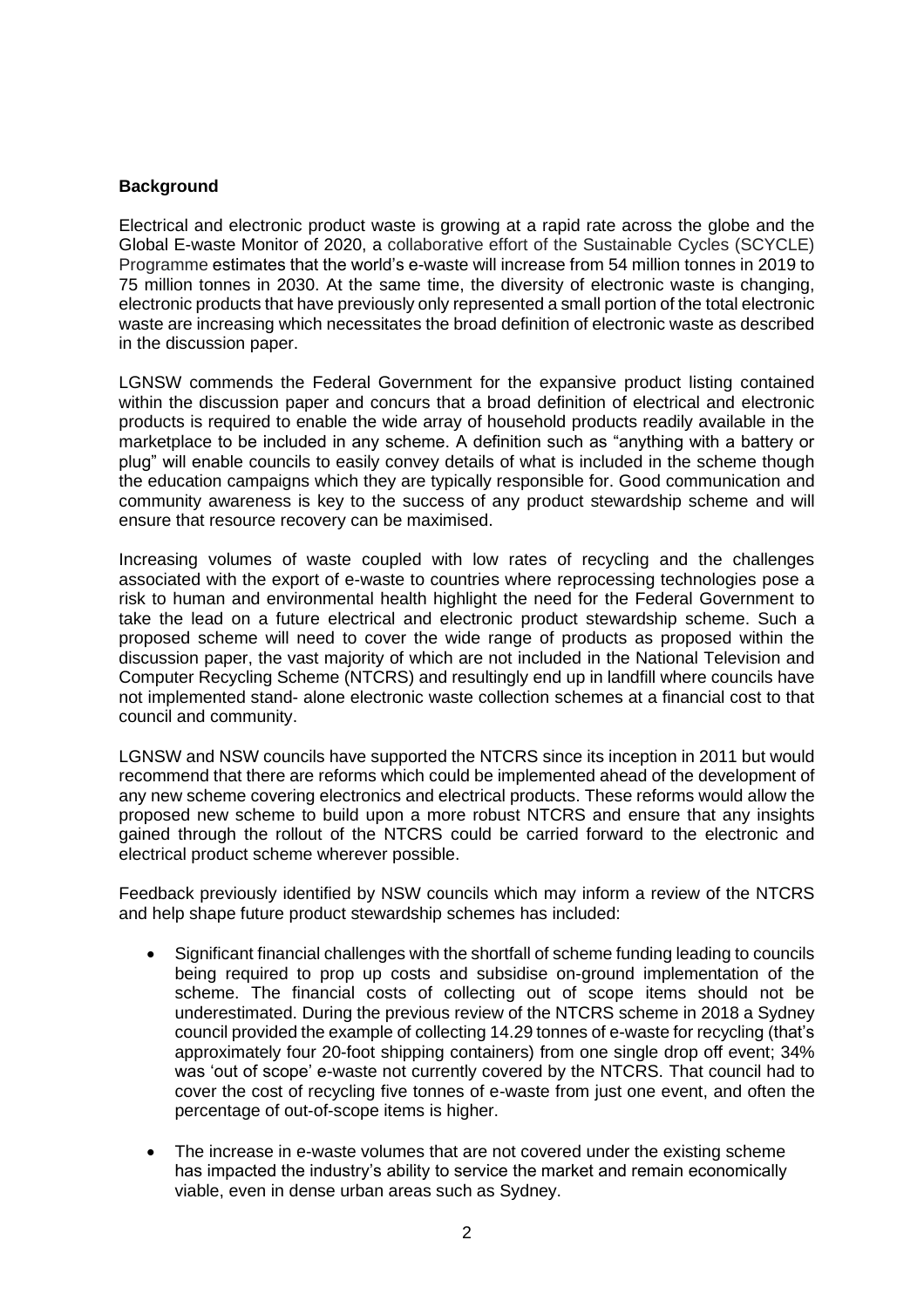**Background**

Electrical and electronic product waste is growing at a rapid rate across the globe and the Global E-waste Monitor of 2020, a collaborative effort of the Sustainable Cycles (SCYCLE) Programme estimates that the world's e-waste will increase from 54 million tonnes in 2019 to 75 million tonnes in 2030. At the same time, the diversity of electronic waste is changing, electronic products that have previously only represented a small portion of the total electronic waste are increasing which necessitates the broad definition of electronic waste as described in the discussion paper.

LGNSW commends the Federal Government for the expansive product listing contained within the discussion paper and concurs that a broad definition of electrical and electronic products is required to enable the wide array of household products readily available in the marketplace to be included in any scheme. A definition such as "anything with a battery or plug" will enable councils to easily convey details of what is included in the scheme though the education campaigns which they are typically responsible for. Good communication and community awareness is key to the success of any product stewardship scheme and will ensure that resource recovery can be maximised.

Increasing volumes of waste coupled with low rates of recycling and the challenges associated with the export of e-waste to countries where reprocessing technologies pose a risk to human and environmental health highlight the need for the Federal Government to take the lead on a future electrical and electronic product stewardship scheme. Such a proposed scheme will need to cover the wide range of products as proposed within the discussion paper, the vast majority of which are not included in the National Television and Computer Recycling Scheme (NTCRS) and resultingly end up in landfill where councils have not implemented stand- alone electronic waste collection schemes at a financial cost to that council and community.

LGNSW and NSW councils have supported the NTCRS since its inception in 2011 but would recommend that there are reforms which could be implemented ahead of the development of any new scheme covering electronics and electrical products. These reforms would allow the proposed new scheme to build upon a more robust NTCRS and ensure that any insights gained through the rollout of the NTCRS could be carried forward to the electronic and electrical product scheme wherever possible.

Feedback previously identified by NSW councils which may inform a review of the NTCRS and help shape future product stewardship schemes has included:

- Significant financial challenges with the shortfall of scheme funding leading to councils being required to prop up costs and subsidise on-ground implementation of the scheme. The financial costs of collecting out of scope items should not be underestimated. During the previous review of the NTCRS scheme in 2018 a Sydney council provided the example of collecting 14.29 tonnes of e-waste for recycling (that's approximately four 20-foot shipping containers) from one single drop off event; 34% was 'out of scope' e-waste not currently covered by the NTCRS. That council had to cover the cost of recycling five tonnes of e-waste from just one event, and often the percentage of out-of-scope items is higher.

- The increase in e-waste volumes that are not covered under the existing scheme has impacted the industry's ability to service the market and remain economically viable, even in dense urban areas such as Sydney.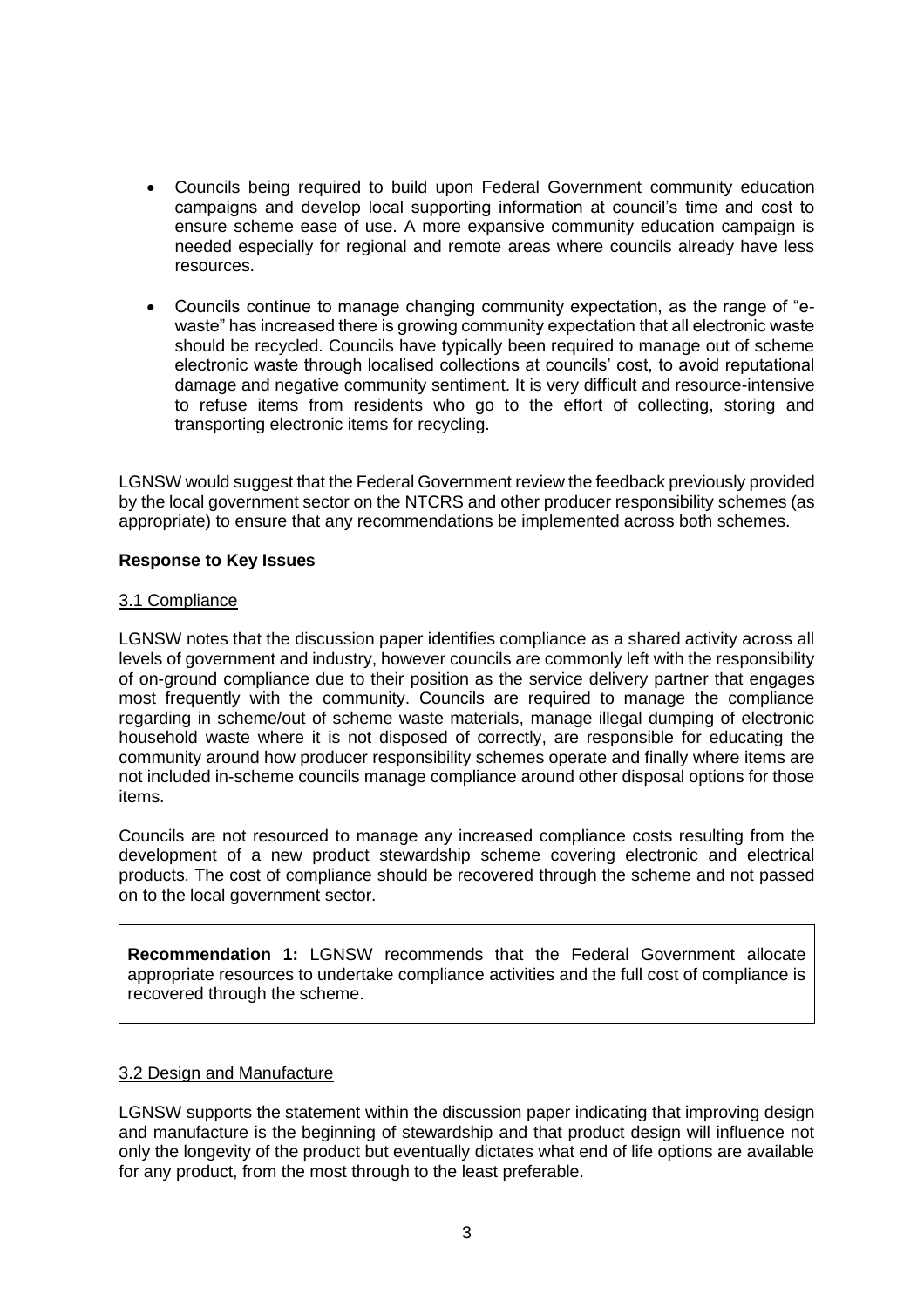- Councils being required to build upon Federal Government community education campaigns and develop local supporting information at council's time and cost to ensure scheme ease of use. A more expansive community education campaign is needed especially for regional and remote areas where councils already have less resources.

- Councils continue to manage changing community expectation, as the range of "e-waste" has increased there is growing community expectation that all electronic waste should be recycled. Councils have typically been required to manage out of scheme electronic waste through localised collections at councils' cost, to avoid reputational damage and negative community sentiment. It is very difficult and resource-intensive to refuse items from residents who go to the effort of collecting, storing and transporting electronic items for recycling.

LGNSW would suggest that the Federal Government review the feedback previously provided by the local government sector on the NTCRS and other producer responsibility schemes (as appropriate) to ensure that any recommendations be implemented across both schemes.

**Response to Key Issues**

3.1 Compliance

LGNSW notes that the discussion paper identifies compliance as a shared activity across all levels of government and industry, however councils are commonly left with the responsibility of on-ground compliance due to their position as the service delivery partner that engages most frequently with the community. Councils are required to manage the compliance regarding in scheme/out of scheme waste materials, manage illegal dumping of electronic household waste where it is not disposed of correctly, are responsible for educating the community around how producer responsibility schemes operate and finally where items are not included in-scheme councils manage compliance around other disposal options for those items.

Councils are not resourced to manage any increased compliance costs resulting from the development of a new product stewardship scheme covering electronic and electrical products. The cost of compliance should be recovered through the scheme and not passed on to the local government sector.

**Recommendation 1:** LGNSW recommends that the Federal Government allocate appropriate resources to undertake compliance activities and the full cost of compliance is recovered through the scheme.

3.2 Design and Manufacture

LGNSW supports the statement within the discussion paper indicating that improving design and manufacture is the beginning of stewardship and that product design will influence not only the longevity of the product but eventually dictates what end of life options are available for any product, from the most through to the least preferable.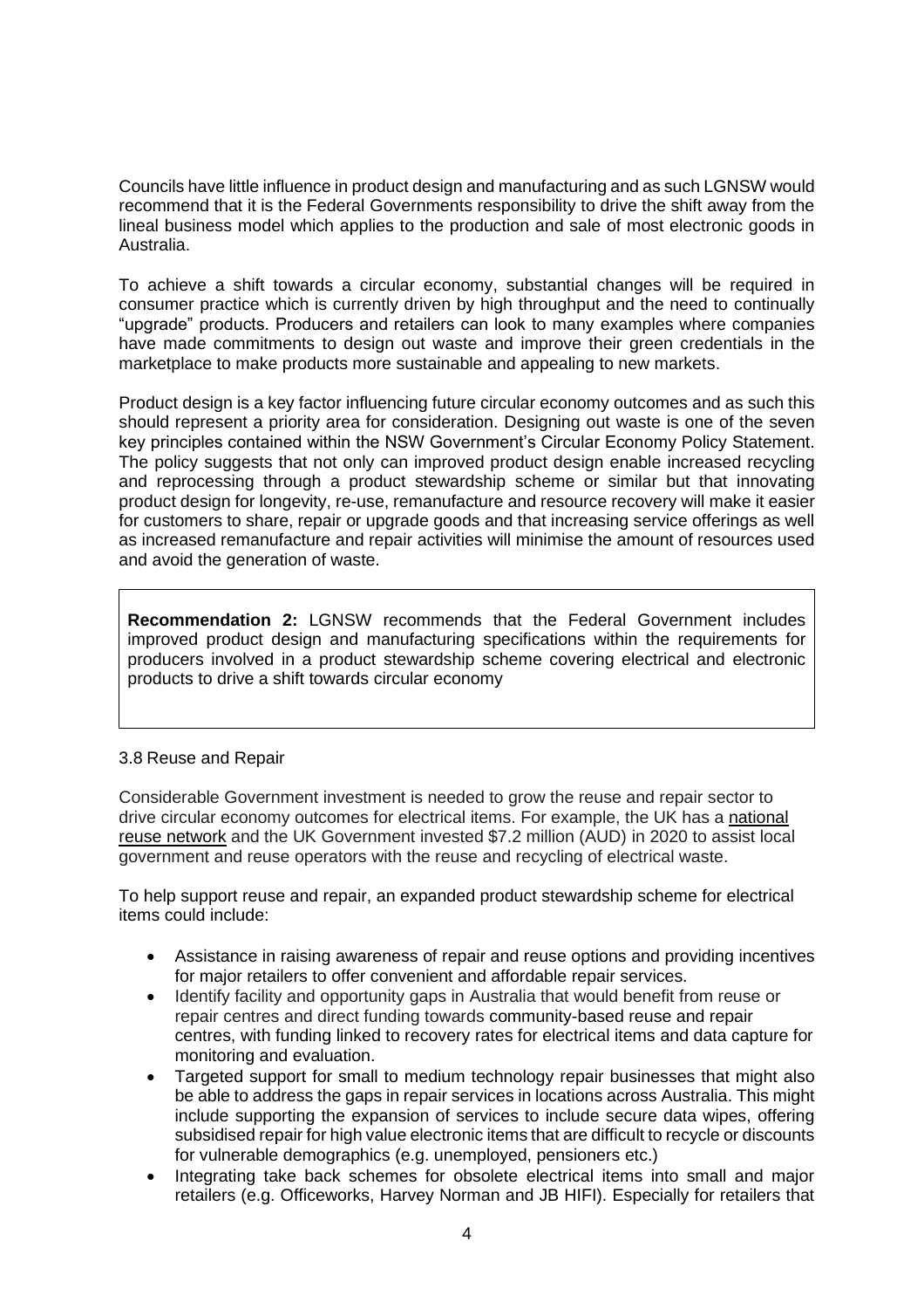Councils have little influence in product design and manufacturing and as such LGNSW would recommend that it is the Federal Governments responsibility to drive the shift away from the lineal business model which applies to the production and sale of most electronic goods in Australia.

To achieve a shift towards a circular economy, substantial changes will be required in consumer practice which is currently driven by high throughput and the need to continually "upgrade" products. Producers and retailers can look to many examples where companies have made commitments to design out waste and improve their green credentials in the marketplace to make products more sustainable and appealing to new markets.

Product design is a key factor influencing future circular economy outcomes and as such this should represent a priority area for consideration. Designing out waste is one of the seven key principles contained within the NSW Government's Circular Economy Policy Statement. The policy suggests that not only can improved product design enable increased recycling and reprocessing through a product stewardship scheme or similar but that innovating product design for longevity, re-use, remanufacture and resource recovery will make it easier for customers to share, repair or upgrade goods and that increasing service offerings as well as increased remanufacture and repair activities will minimise the amount of resources used and avoid the generation of waste.

> **Recommendation 2:** LGNSW recommends that the Federal Government includes improved product design and manufacturing specifications within the requirements for producers involved in a product stewardship scheme covering electrical and electronic products to drive a shift towards circular economy

### 3.8 Reuse and Repair

Considerable Government investment is needed to grow the reuse and repair sector to drive circular economy outcomes for electrical items. For example, the UK has a national reuse network and the UK Government invested $7.2 million (AUD) in 2020 to assist local government and reuse operators with the reuse and recycling of electrical waste.

To help support reuse and repair, an expanded product stewardship scheme for electrical items could include:

- Assistance in raising awareness of repair and reuse options and providing incentives for major retailers to offer convenient and affordable repair services.
- Identify facility and opportunity gaps in Australia that would benefit from reuse or repair centres and direct funding towards community-based reuse and repair centres, with funding linked to recovery rates for electrical items and data capture for monitoring and evaluation.
- Targeted support for small to medium technology repair businesses that might also be able to address the gaps in repair services in locations across Australia. This might include supporting the expansion of services to include secure data wipes, offering subsidised repair for high value electronic items that are difficult to recycle or discounts for vulnerable demographics (e.g. unemployed, pensioners etc.)
- Integrating take back schemes for obsolete electrical items into small and major retailers (e.g. Officeworks, Harvey Norman and JB HIFI). Especially for retailers that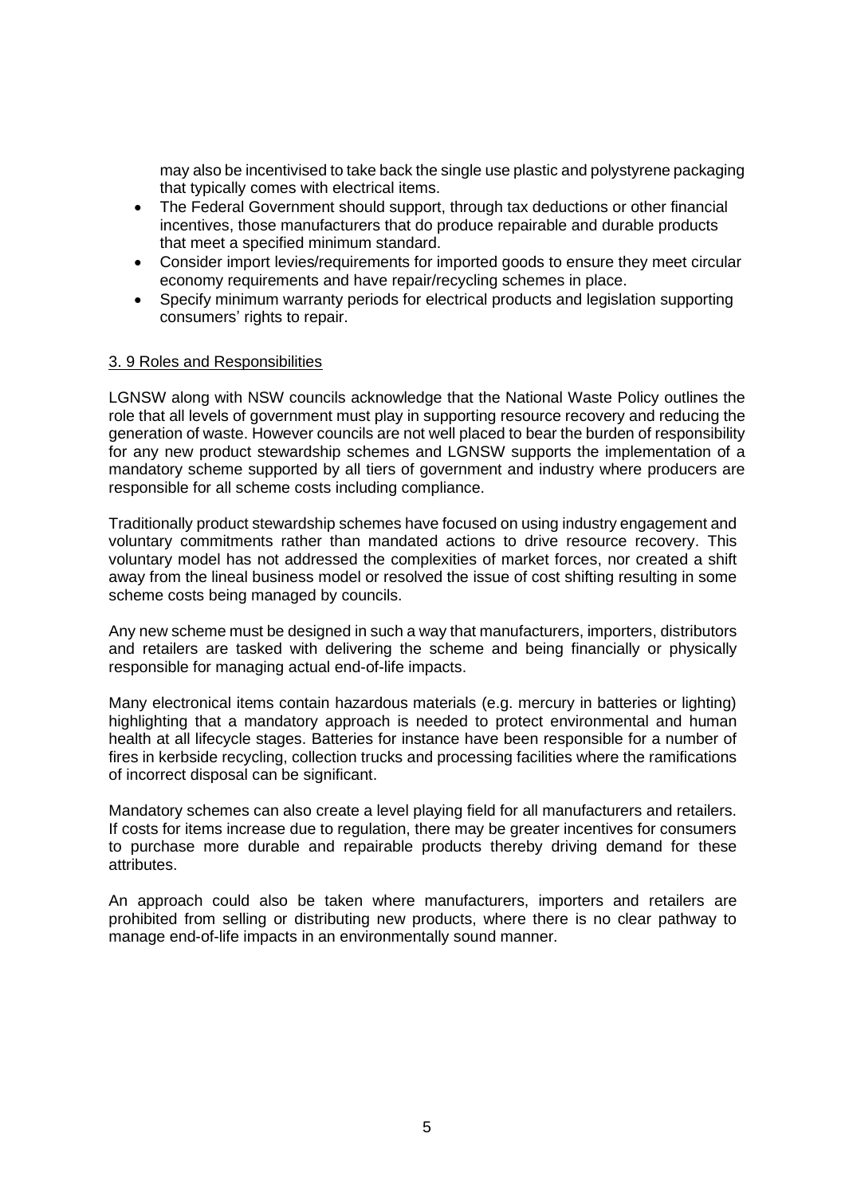may also be incentivised to take back the single use plastic and polystyrene packaging that typically comes with electrical items.

- The Federal Government should support, through tax deductions or other financial incentives, those manufacturers that do produce repairable and durable products that meet a specified minimum standard.
- Consider import levies/requirements for imported goods to ensure they meet circular economy requirements and have repair/recycling schemes in place.
- Specify minimum warranty periods for electrical products and legislation supporting consumers' rights to repair.

### 3. 9 Roles and Responsibilities

LGNSW along with NSW councils acknowledge that the National Waste Policy outlines the role that all levels of government must play in supporting resource recovery and reducing the generation of waste. However councils are not well placed to bear the burden of responsibility for any new product stewardship schemes and LGNSW supports the implementation of a mandatory scheme supported by all tiers of government and industry where producers are responsible for all scheme costs including compliance.

Traditionally product stewardship schemes have focused on using industry engagement and voluntary commitments rather than mandated actions to drive resource recovery. This voluntary model has not addressed the complexities of market forces, nor created a shift away from the lineal business model or resolved the issue of cost shifting resulting in some scheme costs being managed by councils.

Any new scheme must be designed in such a way that manufacturers, importers, distributors and retailers are tasked with delivering the scheme and being financially or physically responsible for managing actual end-of-life impacts.

Many electronical items contain hazardous materials (e.g. mercury in batteries or lighting) highlighting that a mandatory approach is needed to protect environmental and human health at all lifecycle stages. Batteries for instance have been responsible for a number of fires in kerbside recycling, collection trucks and processing facilities where the ramifications of incorrect disposal can be significant.

Mandatory schemes can also create a level playing field for all manufacturers and retailers. If costs for items increase due to regulation, there may be greater incentives for consumers to purchase more durable and repairable products thereby driving demand for these attributes.

An approach could also be taken where manufacturers, importers and retailers are prohibited from selling or distributing new products, where there is no clear pathway to manage end-of-life impacts in an environmentally sound manner.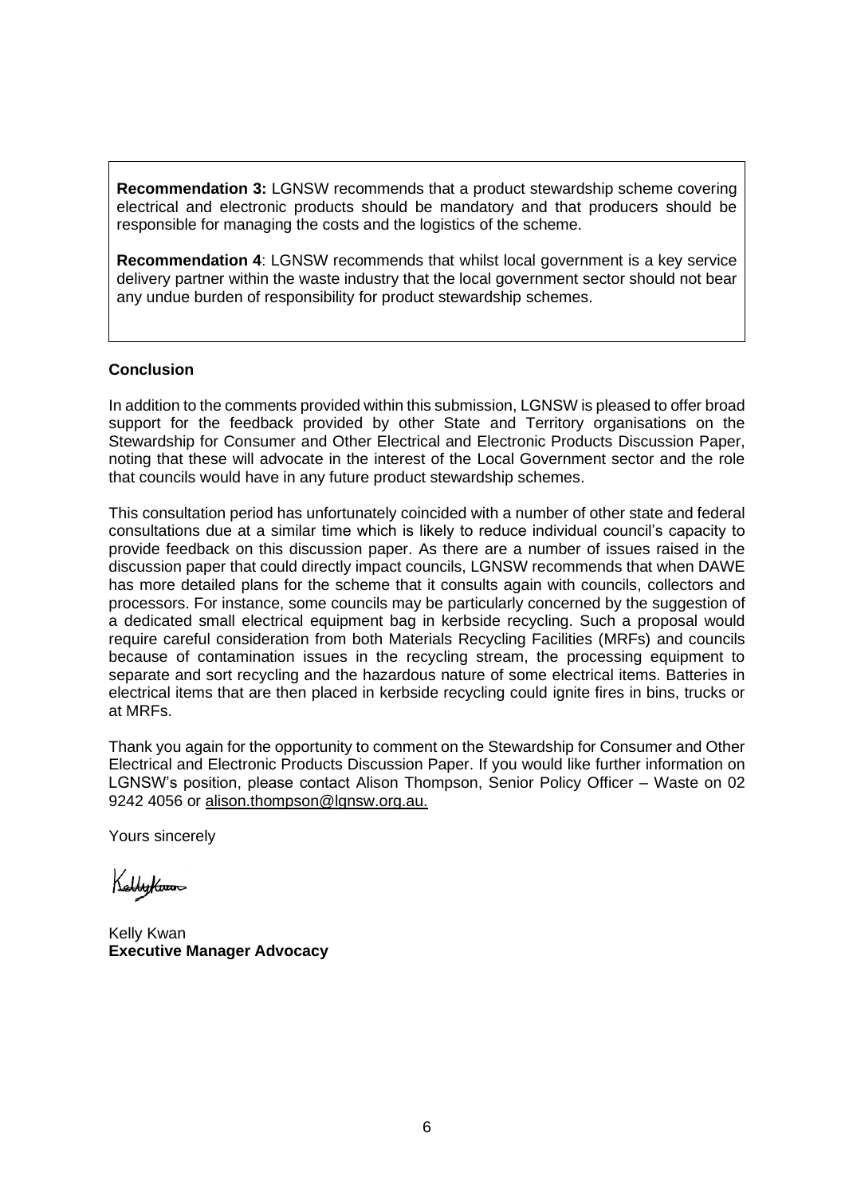**Recommendation 3:** LGNSW recommends that a product stewardship scheme covering electrical and electronic products should be mandatory and that producers should be responsible for managing the costs and the logistics of the scheme.

**Recommendation 4**: LGNSW recommends that whilst local government is a key service delivery partner within the waste industry that the local government sector should not bear any undue burden of responsibility for product stewardship schemes.

**Conclusion**

In addition to the comments provided within this submission, LGNSW is pleased to offer broad support for the feedback provided by other State and Territory organisations on the Stewardship for Consumer and Other Electrical and Electronic Products Discussion Paper, noting that these will advocate in the interest of the Local Government sector and the role that councils would have in any future product stewardship schemes.

This consultation period has unfortunately coincided with a number of other state and federal consultations due at a similar time which is likely to reduce individual council's capacity to provide feedback on this discussion paper. As there are a number of issues raised in the discussion paper that could directly impact councils, LGNSW recommends that when DAWE has more detailed plans for the scheme that it consults again with councils, collectors and processors. For instance, some councils may be particularly concerned by the suggestion of a dedicated small electrical equipment bag in kerbside recycling. Such a proposal would require careful consideration from both Materials Recycling Facilities (MRFs) and councils because of contamination issues in the recycling stream, the processing equipment to separate and sort recycling and the hazardous nature of some electrical items. Batteries in electrical items that are then placed in kerbside recycling could ignite fires in bins, trucks or at MRFs.

Thank you again for the opportunity to comment on the Stewardship for Consumer and Other Electrical and Electronic Products Discussion Paper. If you would like further information on LGNSW's position, please contact Alison Thompson, Senior Policy Officer – Waste on 02 9242 4056 or alison.thompson@lgnsw.org.au.

Yours sincerely

Kelly Kwan
**Executive Manager Advocacy**